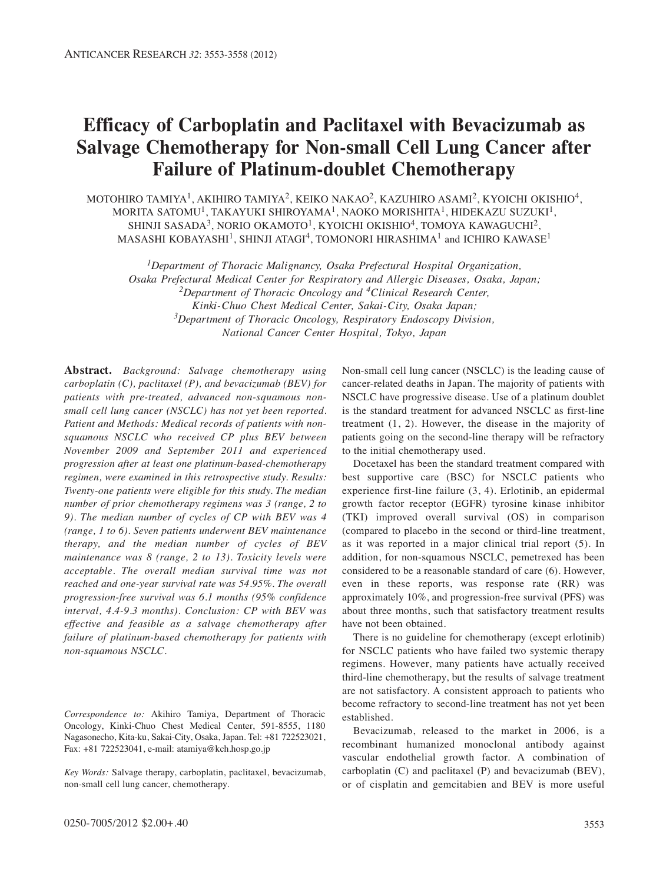# Efficacy of Carboplatin and Paclitaxel with Bevacizumab as Salvage Chemotherapy for Non-small Cell Lung Cancer after Failure of Platinum-doublet Chemotherapy

MOTOHIRO TAMIYA[1], AKIHIRO TAMIYA[2], KEIKO NAKAO[2], KAZUHIRO ASAMI[2], KYOICHI OKISHIO[4], MORITA SATOMU[1], TAKAYUKI SHIROYAMA[1], NAOKO MORISHITA[1], HIDEKAZU SUZUKI[1], SHINJI SASADA[3], NORIO OKAMOTO[1], KYOICHI OKISHIO[4], TOMOYA KAWAGUCHI[2], MASASHI KOBAYASHI[1], SHINJI ATAGI[4], TOMONORI HIRASHIMA[1] and ICHIRO KAWASE[1]

*[1]Department of Thoracic Malignancy, Osaka Prefectural Hospital Organization, Osaka Prefectural Medical Center for Respiratory and Allergic Diseases, Osaka, Japan;*
*[2]Department of Thoracic Oncology and [4]Clinical Research Center, Kinki-Chuo Chest Medical Center, Sakai-City, Osaka Japan;*
*[3]Department of Thoracic Oncology, Respiratory Endoscopy Division, National Cancer Center Hospital, Tokyo, Japan*

**Abstract.** *Background: Salvage chemotherapy using carboplatin (C), paclitaxel (P), and bevacizumab (BEV) for patients with pre-treated, advanced non-squamous non-small cell lung cancer (NSCLC) has not yet been reported. Patient and Methods: Medical records of patients with non-squamous NSCLC who received CP plus BEV between November 2009 and September 2011 and experienced progression after at least one platinum-based-chemotherapy regimen, were examined in this retrospective study. Results: Twenty-one patients were eligible for this study. The median number of prior chemotherapy regimens was 3 (range, 2 to 9). The median number of cycles of CP with BEV was 4 (range, 1 to 6). Seven patients underwent BEV maintenance therapy, and the median number of cycles of BEV maintenance was 8 (range, 2 to 13). Toxicity levels were acceptable. The overall median survival time was not reached and one-year survival rate was 54.95%. The overall progression-free survival was 6.1 months (95% confidence interval, 4.4-9.3 months). Conclusion: CP with BEV was effective and feasible as a salvage chemotherapy after failure of platinum-based chemotherapy for patients with non-squamous NSCLC.*

*Correspondence to:* Akihiro Tamiya, Department of Thoracic Oncology, Kinki-Chuo Chest Medical Center, 591-8555, 1180 Nagasonecho, Kita-ku, Sakai-City, Osaka, Japan. Tel: +81 722523021, Fax: +81 722523041, e-mail: atamiya@kch.hosp.go.jp

*Key Words:* Salvage therapy, carboplatin, paclitaxel, bevacizumab, non-small cell lung cancer, chemotherapy.

Non-small cell lung cancer (NSCLC) is the leading cause of cancer-related deaths in Japan. The majority of patients with NSCLC have progressive disease. Use of a platinum doublet is the standard treatment for advanced NSCLC as first-line treatment (1, 2). However, the disease in the majority of patients going on the second-line therapy will be refractory to the initial chemotherapy used.

Docetaxel has been the standard treatment compared with best supportive care (BSC) for NSCLC patients who experience first-line failure (3, 4). Erlotinib, an epidermal growth factor receptor (EGFR) tyrosine kinase inhibitor (TKI) improved overall survival (OS) in comparison (compared to placebo in the second or third-line treatment, as it was reported in a major clinical trial report (5). In addition, for non-squamous NSCLC, pemetrexed has been considered to be a reasonable standard of care (6). However, even in these reports, was response rate (RR) was approximately 10%, and progression-free survival (PFS) was about three months, such that satisfactory treatment results have not been obtained.

There is no guideline for chemotherapy (except erlotinib) for NSCLC patients who have failed two systemic therapy regimens. However, many patients have actually received third-line chemotherapy, but the results of salvage treatment are not satisfactory. A consistent approach to patients who become refractory to second-line treatment has not yet been established.

Bevacizumab, released to the market in 2006, is a recombinant humanized monoclonal antibody against vascular endothelial growth factor. A combination of carboplatin (C) and paclitaxel (P) and bevacizumab (BEV), or of cisplatin and gemcitabien and BEV is more useful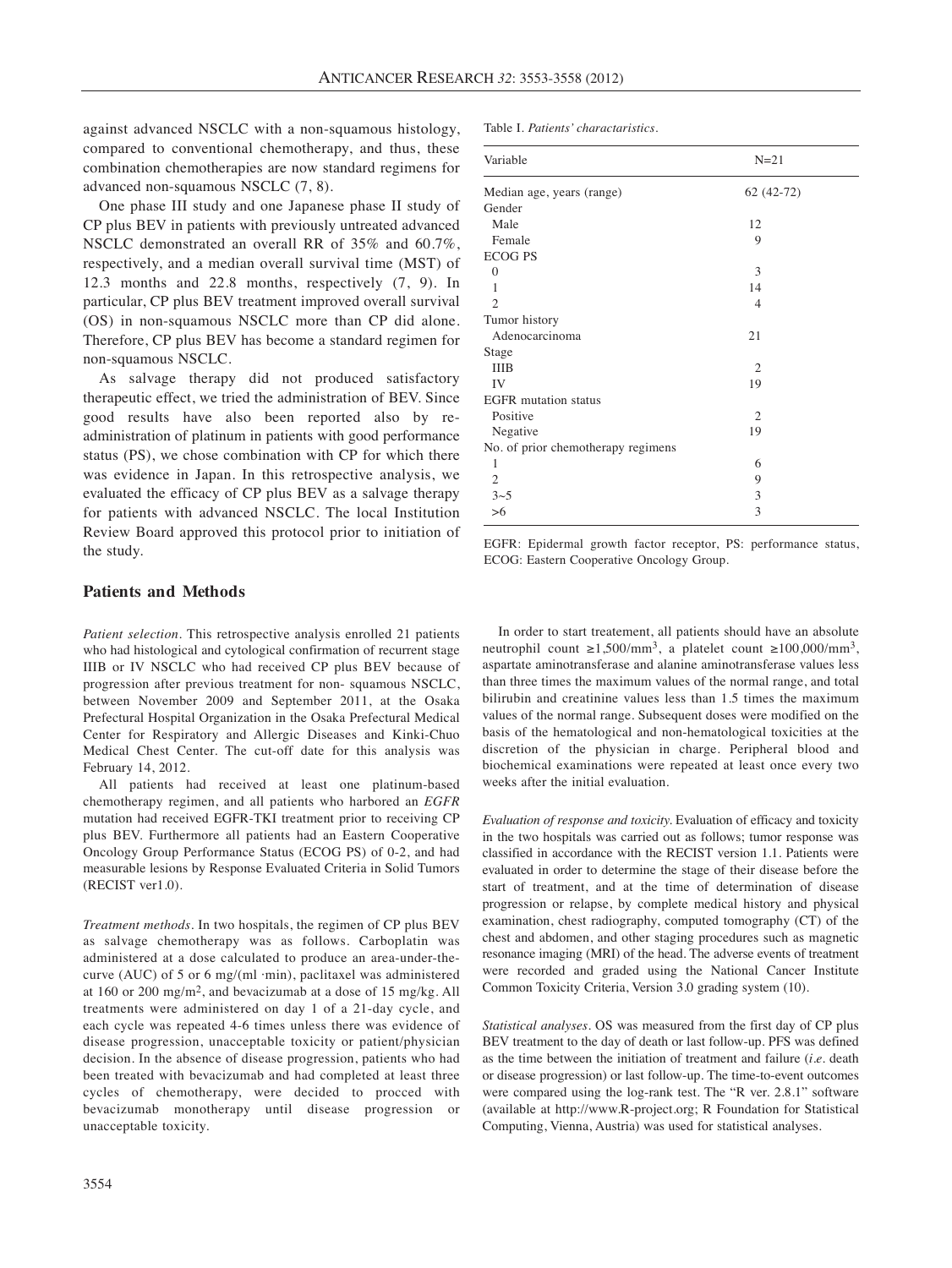against advanced NSCLC with a non-squamous histology, compared to conventional chemotherapy, and thus, these combination chemotherapies are now standard regimens for advanced non-squamous NSCLC (7, 8).

One phase III study and one Japanese phase II study of CP plus BEV in patients with previously untreated advanced NSCLC demonstrated an overall RR of 35% and 60.7%, respectively, and a median overall survival time (MST) of 12.3 months and 22.8 months, respectively (7, 9). In particular, CP plus BEV treatment improved overall survival (OS) in non-squamous NSCLC more than CP did alone. Therefore, CP plus BEV has become a standard regimen for non-squamous NSCLC.

As salvage therapy did not produced satisfactory therapeutic effect, we tried the administration of BEV. Since good results have also been reported also by re-administration of platinum in patients with good performance status (PS), we chose combination with CP for which there was evidence in Japan. In this retrospective analysis, we evaluated the efficacy of CP plus BEV as a salvage therapy for patients with advanced NSCLC. The local Institution Review Board approved this protocol prior to initiation of the study.

Table I. *Patients' charactaristics.*

| Variable | N=21 |
|---|---|
| Median age, years (range) | 62 (42-72) |
| Gender | |
| Male | 12 |
| Female | 9 |
| ECOG PS | |
| 0 | 3 |
| 1 | 14 |
| 2 | 4 |
| Tumor history | |
| Adenocarcinoma | 21 |
| Stage | |
| IIIB | 2 |
| IV | 19 |
| EGFR mutation status | |
| Positive | 2 |
| Negative | 19 |
| No. of prior chemotherapy regimens | |
| 1 | 6 |
| 2 | 9 |
| 3~5 | 3 |
| >6 | 3 |

EGFR: Epidermal growth factor receptor, PS: performance status, ECOG: Eastern Cooperative Oncology Group.

## Patients and Methods

*Patient selection.* This retrospective analysis enrolled 21 patients who had histological and cytological confirmation of recurrent stage IIIB or IV NSCLC who had received CP plus BEV because of progression after previous treatment for non- squamous NSCLC, between November 2009 and September 2011, at the Osaka Prefectural Hospital Organization in the Osaka Prefectural Medical Center for Respiratory and Allergic Diseases and Kinki-Chuo Medical Chest Center. The cut-off date for this analysis was February 14, 2012.

All patients had received at least one platinum-based chemotherapy regimen, and all patients who harbored an *EGFR* mutation had received EGFR-TKI treatment prior to receiving CP plus BEV. Furthermore all patients had an Eastern Cooperative Oncology Group Performance Status (ECOG PS) of 0-2, and had measurable lesions by Response Evaluated Criteria in Solid Tumors (RECIST ver1.0).

*Treatment methods.* In two hospitals, the regimen of CP plus BEV as salvage chemotherapy was as follows. Carboplatin was administered at a dose calculated to produce an area-under-the-curve (AUC) of 5 or 6 mg/(ml ·min), paclitaxel was administered at 160 or 200 mg/m$^2$, and bevacizumab at a dose of 15 mg/kg. All treatments were administered on day 1 of a 21-day cycle, and each cycle was repeated 4-6 times unless there was evidence of disease progression, unacceptable toxicity or patient/physician decision. In the absence of disease progression, patients who had been treated with bevacizumab and had completed at least three cycles of chemotherapy, were decided to procced with bevacizumab monotherapy until disease progression or unacceptable toxicity.

In order to start treatement, all patients should have an absolute neutrophil count ≥1,500/mm$^3$, a platelet count ≥100,000/mm$^3$, aspartate aminotransferase and alanine aminotransferase values less than three times the maximum values of the normal range, and total bilirubin and creatinine values less than 1.5 times the maximum values of the normal range. Subsequent doses were modified on the basis of the hematological and non-hematological toxicities at the discretion of the physician in charge. Peripheral blood and biochemical examinations were repeated at least once every two weeks after the initial evaluation.

*Evaluation of response and toxicity.* Evaluation of efficacy and toxicity in the two hospitals was carried out as follows; tumor response was classified in accordance with the RECIST version 1.1. Patients were evaluated in order to determine the stage of their disease before the start of treatment, and at the time of determination of disease progression or relapse, by complete medical history and physical examination, chest radiography, computed tomography (CT) of the chest and abdomen, and other staging procedures such as magnetic resonance imaging (MRI) of the head. The adverse events of treatment were recorded and graded using the National Cancer Institute Common Toxicity Criteria, Version 3.0 grading system (10).

*Statistical analyses.* OS was measured from the first day of CP plus BEV treatment to the day of death or last follow-up. PFS was defined as the time between the initiation of treatment and failure (*i.e.* death or disease progression) or last follow-up. The time-to-event outcomes were compared using the log-rank test. The "R ver. 2.8.1" software (available at http://www.R-project.org; R Foundation for Statistical Computing, Vienna, Austria) was used for statistical analyses.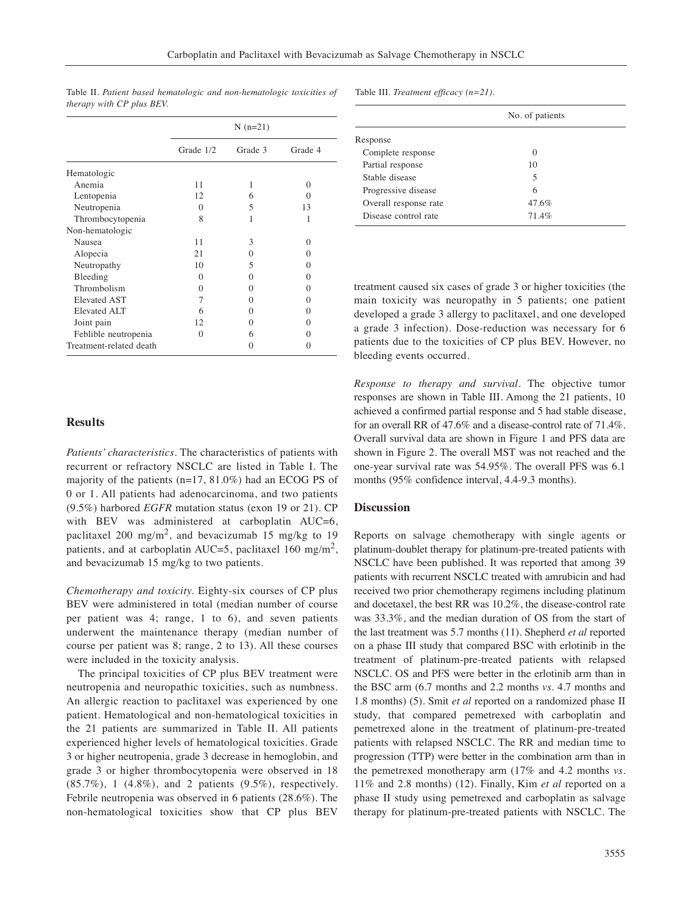Table II. *Patient based hematologic and non-hematologic toxicities of therapy with CP plus BEV.*

| | N (n=21) | | |
|---|---|---|---|
| | Grade 1/2 | Grade 3 | Grade 4 |
| Hematologic | | | |
| Anemia | 11 | 1 | 0 |
| Lentopenia | 12 | 6 | 0 |
| Neutropenia | 0 | 5 | 13 |
| Thrombocytopenia | 8 | 1 | 1 |
| Non-hematologic | | | |
| Nausea | 11 | 3 | 0 |
| Alopecia | 21 | 0 | 0 |
| Neutropathy | 10 | 5 | 0 |
| Bleeding | 0 | 0 | 0 |
| Thrombolism | 0 | 0 | 0 |
| Elevated AST | 7 | 0 | 0 |
| Elevated ALT | 6 | 0 | 0 |
| Joint pain | 12 | 0 | 0 |
| Feblible neutropenia | 0 | 6 | 0 |
| Treatment-related death | | 0 | 0 |

Table III. *Treatment efficacy (n=21).*

| | No. of patients |
|---|---|
| Response | |
| Complete response | 0 |
| Partial response | 10 |
| Stable disease | 5 |
| Progressive disease | 6 |
| Overall response rate | 47.6% |
| Disease control rate | 71.4% |

## Results

*Patients' characteristics.* The characteristics of patients with recurrent or refractory NSCLC are listed in Table I. The majority of the patients (n=17, 81.0%) had an ECOG PS of 0 or 1. All patients had adenocarcinoma, and two patients (9.5%) harbored *EGFR* mutation status (exon 19 or 21). CP with BEV was administered at carboplatin AUC=6, paclitaxel 200 mg/m$^2$, and bevacizumab 15 mg/kg to 19 patients, and at carboplatin AUC=5, paclitaxel 160 mg/m$^2$, and bevacizumab 15 mg/kg to two patients.

*Chemotherapy and toxicity.* Eighty-six courses of CP plus BEV were administered in total (median number of course per patient was 4; range, 1 to 6), and seven patients underwent the maintenance therapy (median number of course per patient was 8; range, 2 to 13). All these courses were included in the toxicity analysis.

The principal toxicities of CP plus BEV treatment were neutropenia and neuropathic toxicities, such as numbness. An allergic reaction to paclitaxel was experienced by one patient. Hematological and non-hematological toxicities in the 21 patients are summarized in Table II. All patients experienced higher levels of hematological toxicities. Grade 3 or higher neutropenia, grade 3 decrease in hemoglobin, and grade 3 or higher thrombocytopenia were observed in 18 (85.7%), 1 (4.8%), and 2 patients (9.5%), respectively. Febrile neutropenia was observed in 6 patients (28.6%). The non-hematological toxicities show that CP plus BEV treatment caused six cases of grade 3 or higher toxicities (the main toxicity was neuropathy in 5 patients; one patient developed a grade 3 allergy to paclitaxel, and one developed a grade 3 infection). Dose-reduction was necessary for 6 patients due to the toxicities of CP plus BEV. However, no bleeding events occurred.

*Response to therapy and survival.* The objective tumor responses are shown in Table III. Among the 21 patients, 10 achieved a confirmed partial response and 5 had stable disease, for an overall RR of 47.6% and a disease-control rate of 71.4%. Overall survival data are shown in Figure 1 and PFS data are shown in Figure 2. The overall MST was not reached and the one-year survival rate was 54.95%. The overall PFS was 6.1 months (95% confidence interval, 4.4-9.3 months).

## Discussion

Reports on salvage chemotherapy with single agents or platinum-doublet therapy for platinum-pre-treated patients with NSCLC have been published. It was reported that among 39 patients with recurrent NSCLC treated with amrubicin and had received two prior chemotherapy regimens including platinum and docetaxel, the best RR was 10.2%, the disease-control rate was 33.3%, and the median duration of OS from the start of the last treatment was 5.7 months (11). Shepherd *et al* reported on a phase III study that compared BSC with erlotinib in the treatment of platinum-pre-treated patients with relapsed NSCLC. OS and PFS were better in the erlotinib arm than in the BSC arm (6.7 months and 2.2 months *vs.* 4.7 months and 1.8 months) (5). Smit *et al* reported on a randomized phase II study, that compared pemetrexed with carboplatin and pemetrexed alone in the treatment of platinum-pre-treated patients with relapsed NSCLC. The RR and median time to progression (TTP) were better in the combination arm than in the pemetrexed monotherapy arm (17% and 4.2 months *vs.* 11% and 2.8 months) (12). Finally, Kim *et al* reported on a phase II study using pemetrexed and carboplatin as salvage therapy for platinum-pre-treated patients with NSCLC. The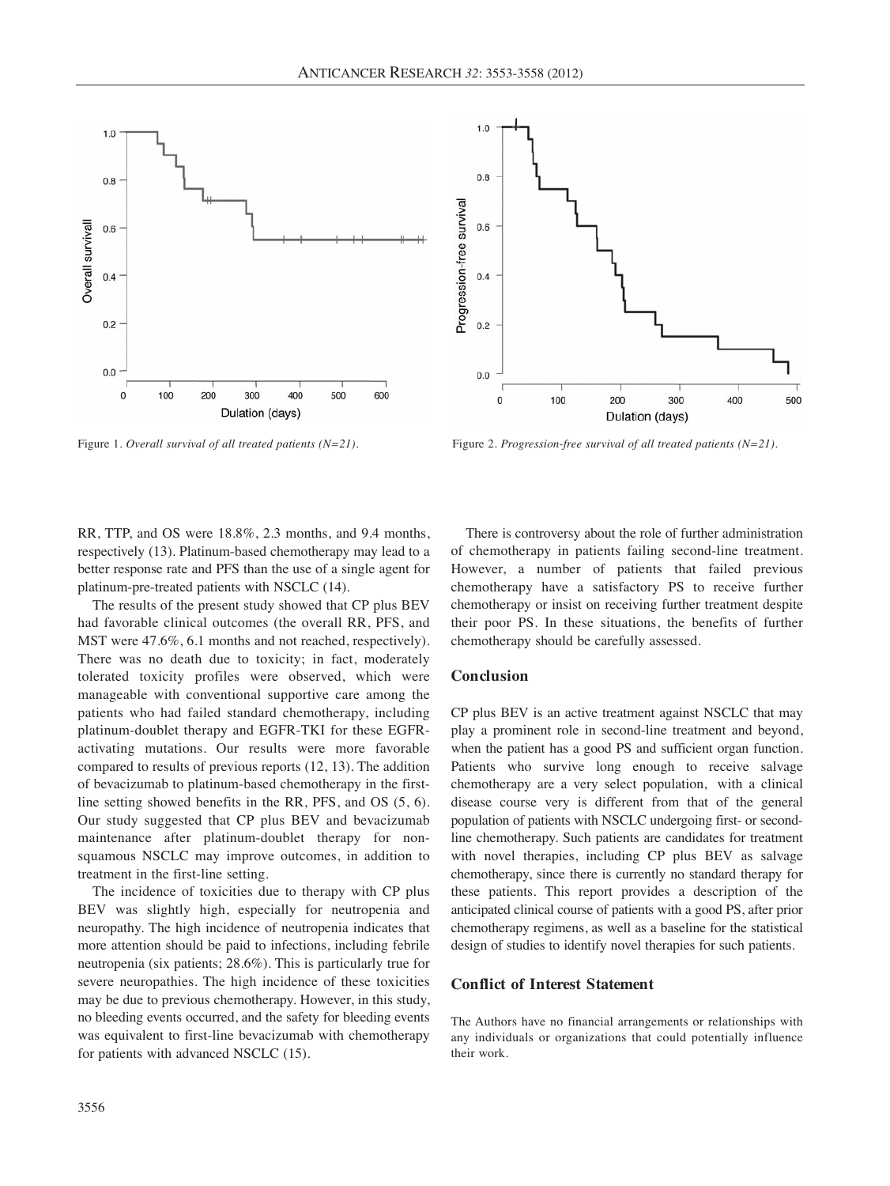Figure 1. *Overall survival of all treated patients (N=21).*

Figure 2. *Progression-free survival of all treated patients (N=21).*

RR, TTP, and OS were 18.8%, 2.3 months, and 9.4 months, respectively (13). Platinum-based chemotherapy may lead to a better response rate and PFS than the use of a single agent for platinum-pre-treated patients with NSCLC (14).

The results of the present study showed that CP plus BEV had favorable clinical outcomes (the overall RR, PFS, and MST were 47.6%, 6.1 months and not reached, respectively). There was no death due to toxicity; in fact, moderately tolerated toxicity profiles were observed, which were manageable with conventional supportive care among the patients who had failed standard chemotherapy, including platinum-doublet therapy and EGFR-TKI for these EGFR-activating mutations. Our results were more favorable compared to results of previous reports (12, 13). The addition of bevacizumab to platinum-based chemotherapy in the first-line setting showed benefits in the RR, PFS, and OS (5, 6). Our study suggested that CP plus BEV and bevacizumab maintenance after platinum-doublet therapy for non-squamous NSCLC may improve outcomes, in addition to treatment in the first-line setting.

The incidence of toxicities due to therapy with CP plus BEV was slightly high, especially for neutropenia and neuropathy. The high incidence of neutropenia indicates that more attention should be paid to infections, including febrile neutropenia (six patients; 28.6%). This is particularly true for severe neuropathies. The high incidence of these toxicities may be due to previous chemotherapy. However, in this study, no bleeding events occurred, and the safety for bleeding events was equivalent to first-line bevacizumab with chemotherapy for patients with advanced NSCLC (15).

There is controversy about the role of further administration of chemotherapy in patients failing second-line treatment. However, a number of patients that failed previous chemotherapy have a satisfactory PS to receive further chemotherapy or insist on receiving further treatment despite their poor PS. In these situations, the benefits of further chemotherapy should be carefully assessed.

## Conclusion

CP plus BEV is an active treatment against NSCLC that may play a prominent role in second-line treatment and beyond, when the patient has a good PS and sufficient organ function. Patients who survive long enough to receive salvage chemotherapy are a very select population, with a clinical disease course very is different from that of the general population of patients with NSCLC undergoing first- or second-line chemotherapy. Such patients are candidates for treatment with novel therapies, including CP plus BEV as salvage chemotherapy, since there is currently no standard therapy for these patients. This report provides a description of the anticipated clinical course of patients with a good PS, after prior chemotherapy regimens, as well as a baseline for the statistical design of studies to identify novel therapies for such patients.

## Conflict of Interest Statement

The Authors have no financial arrangements or relationships with any individuals or organizations that could potentially influence their work.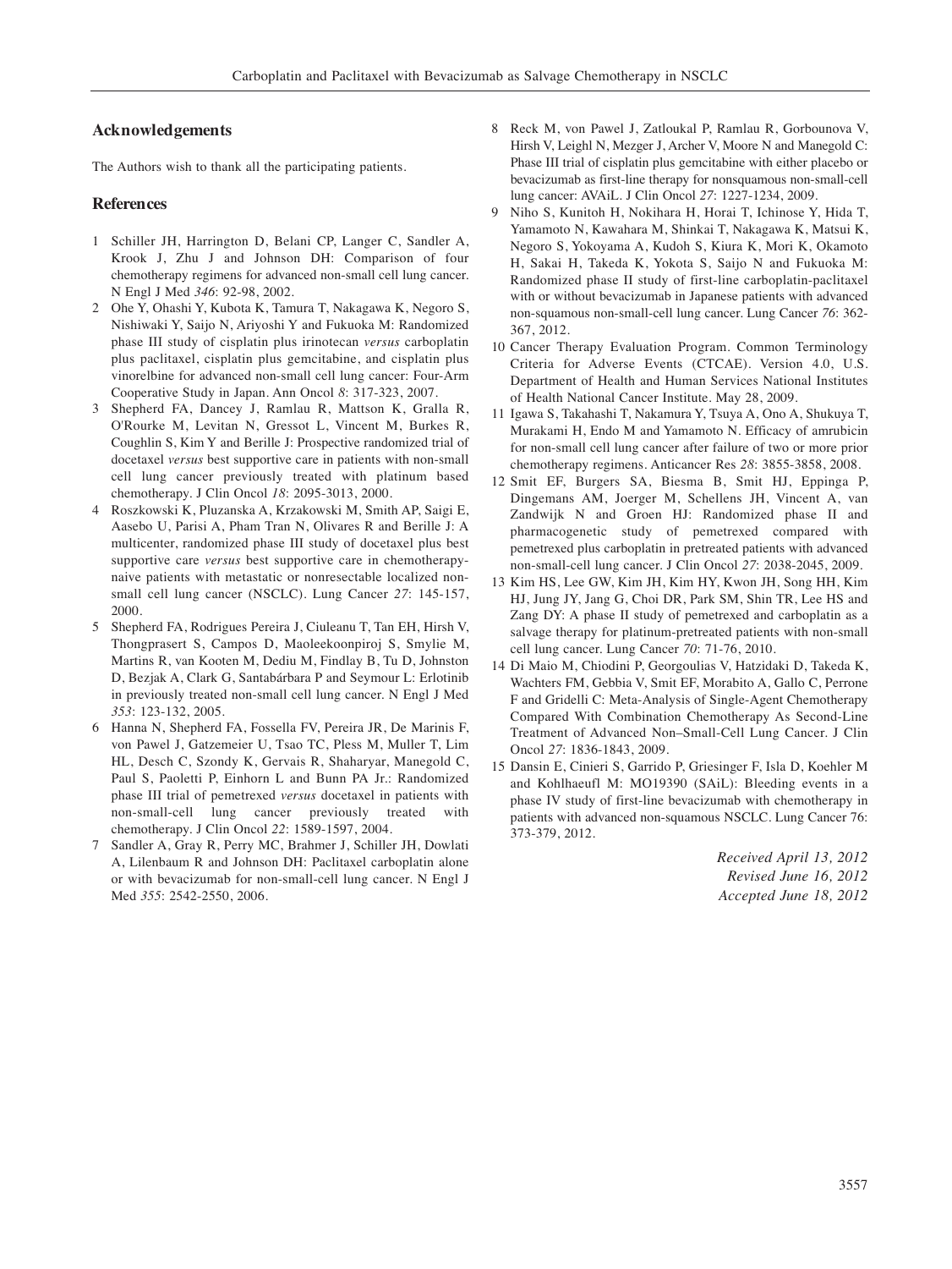## Acknowledgements

The Authors wish to thank all the participating patients.

## References

1. Schiller JH, Harrington D, Belani CP, Langer C, Sandler A, Krook J, Zhu J and Johnson DH: Comparison of four chemotherapy regimens for advanced non-small cell lung cancer. N Engl J Med *346*: 92-98, 2002.
2. Ohe Y, Ohashi Y, Kubota K, Tamura T, Nakagawa K, Negoro S, Nishiwaki Y, Saijo N, Ariyoshi Y and Fukuoka M: Randomized phase III study of cisplatin plus irinotecan *versus* carboplatin plus paclitaxel, cisplatin plus gemcitabine, and cisplatin plus vinorelbine for advanced non-small cell lung cancer: Four-Arm Cooperative Study in Japan. Ann Oncol *8*: 317-323, 2007.
3. Shepherd FA, Dancey J, Ramlau R, Mattson K, Gralla R, O'Rourke M, Levitan N, Gressot L, Vincent M, Burkes R, Coughlin S, Kim Y and Berille J: Prospective randomized trial of docetaxel *versus* best supportive care in patients with non-small cell lung cancer previously treated with platinum based chemotherapy. J Clin Oncol *18*: 2095-3013, 2000.
4. Roszkowski K, Pluzanska A, Krzakowski M, Smith AP, Saigi E, Aasebo U, Parisi A, Pham Tran N, Olivares R and Berille J: A multicenter, randomized phase III study of docetaxel plus best supportive care *versus* best supportive care in chemotherapy-naive patients with metastatic or nonresectable localized non-small cell lung cancer (NSCLC). Lung Cancer *27*: 145-157, 2000.
5. Shepherd FA, Rodrigues Pereira J, Ciuleanu T, Tan EH, Hirsh V, Thongprasert S, Campos D, Maoleekoonpiroj S, Smylie M, Martins R, van Kooten M, Dediu M, Findlay B, Tu D, Johnston D, Bezjak A, Clark G, Santabárbara P and Seymour L: Erlotinib in previously treated non-small cell lung cancer. N Engl J Med *353*: 123-132, 2005.
6. Hanna N, Shepherd FA, Fossella FV, Pereira JR, De Marinis F, von Pawel J, Gatzemeier U, Tsao TC, Pless M, Muller T, Lim HL, Desch C, Szondy K, Gervais R, Shaharyar, Manegold C, Paul S, Paoletti P, Einhorn L and Bunn PA Jr.: Randomized phase III trial of pemetrexed *versus* docetaxel in patients with non-small-cell lung cancer previously treated with chemotherapy. J Clin Oncol *22*: 1589-1597, 2004.
7. Sandler A, Gray R, Perry MC, Brahmer J, Schiller JH, Dowlati A, Lilenbaum R and Johnson DH: Paclitaxel carboplatin alone or with bevacizumab for non-small-cell lung cancer. N Engl J Med *355*: 2542-2550, 2006.
8. Reck M, von Pawel J, Zatloukal P, Ramlau R, Gorbounova V, Hirsh V, Leighl N, Mezger J, Archer V, Moore N and Manegold C: Phase III trial of cisplatin plus gemcitabine with either placebo or bevacizumab as first-line therapy for nonsquamous non-small-cell lung cancer: AVAiL. J Clin Oncol *27*: 1227-1234, 2009.
9. Niho S, Kunitoh H, Nokihara H, Horai T, Ichinose Y, Hida T, Yamamoto N, Kawahara M, Shinkai T, Nakagawa K, Matsui K, Negoro S, Yokoyama A, Kudoh S, Kiura K, Mori K, Okamoto H, Sakai H, Takeda K, Yokota S, Saijo N and Fukuoka M: Randomized phase II study of first-line carboplatin-paclitaxel with or without bevacizumab in Japanese patients with advanced non-squamous non-small-cell lung cancer. Lung Cancer *76*: 362-367, 2012.
10. Cancer Therapy Evaluation Program. Common Terminology Criteria for Adverse Events (CTCAE). Version 4.0, U.S. Department of Health and Human Services National Institutes of Health National Cancer Institute. May 28, 2009.
11. Igawa S, Takahashi T, Nakamura Y, Tsuya A, Ono A, Shukuya T, Murakami H, Endo M and Yamamoto N. Efficacy of amrubicin for non-small cell lung cancer after failure of two or more prior chemotherapy regimens. Anticancer Res *28*: 3855-3858, 2008.
12. Smit EF, Burgers SA, Biesma B, Smit HJ, Eppinga P, Dingemans AM, Joerger M, Schellens JH, Vincent A, van Zandwijk N and Groen HJ: Randomized phase II and pharmacogenetic study of pemetrexed compared with pemetrexed plus carboplatin in pretreated patients with advanced non-small-cell lung cancer. J Clin Oncol *27*: 2038-2045, 2009.
13. Kim HS, Lee GW, Kim JH, Kim HY, Kwon JH, Song HH, Kim HJ, Jung JY, Jang G, Choi DR, Park SM, Shin TR, Lee HS and Zang DY: A phase II study of pemetrexed and carboplatin as a salvage therapy for platinum-pretreated patients with non-small cell lung cancer. Lung Cancer *70*: 71-76, 2010.
14. Di Maio M, Chiodini P, Georgoulias V, Hatzidaki D, Takeda K, Wachters FM, Gebbia V, Smit EF, Morabito A, Gallo C, Perrone F and Gridelli C: Meta-Analysis of Single-Agent Chemotherapy Compared With Combination Chemotherapy As Second-Line Treatment of Advanced Non–Small-Cell Lung Cancer. J Clin Oncol *27*: 1836-1843, 2009.
15. Dansin E, Cinieri S, Garrido P, Griesinger F, Isla D, Koehler M and Kohlhaeufl M: MO19390 (SAiL): Bleeding events in a phase IV study of first-line bevacizumab with chemotherapy in patients with advanced non-squamous NSCLC. Lung Cancer 76: 373-379, 2012.

*Received April 13, 2012*
*Revised June 16, 2012*
*Accepted June 18, 2012*